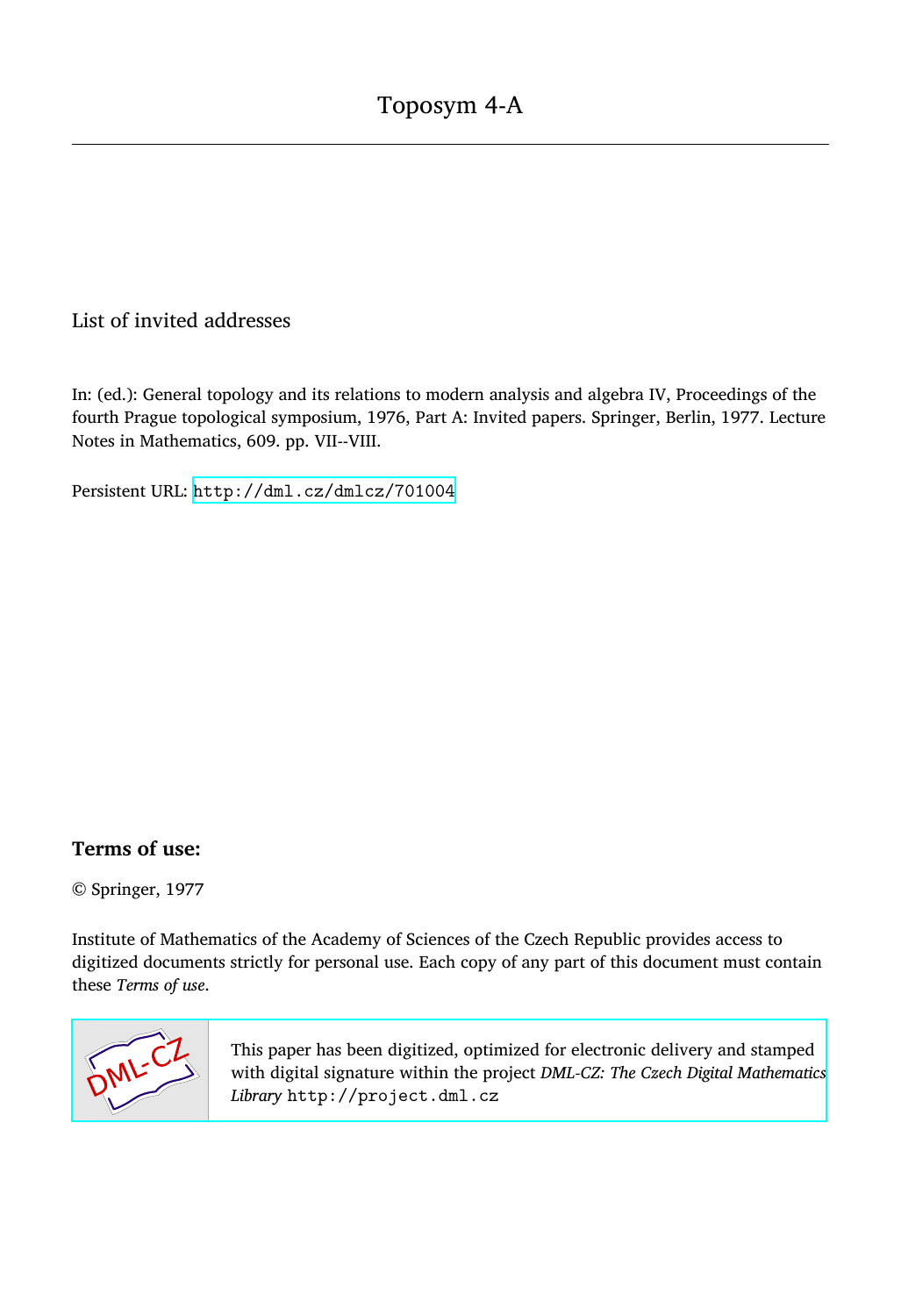# Toposym 4-A

## List of invited addresses

In: (ed.): General topology and its relations to modern analysis and algebra IV, Proceedings of the fourth Prague topological symposium, 1976, Part A: Invited papers. Springer, Berlin, 1977. Lecture Notes in Mathematics, 609. pp. VII--VIII.

Persistent URL: http://dml.cz/dmlcz/701004

### Terms of use:

© Springer, 1977

Institute of Mathematics of the Academy of Sciences of the Czech Republic provides access to digitized documents strictly for personal use. Each copy of any part of this document must contain these *Terms of use*.

This paper has been digitized, optimized for electronic delivery and stamped with digital signature within the project *DML-CZ: The Czech Digital Mathematics Library* http://project.dml.cz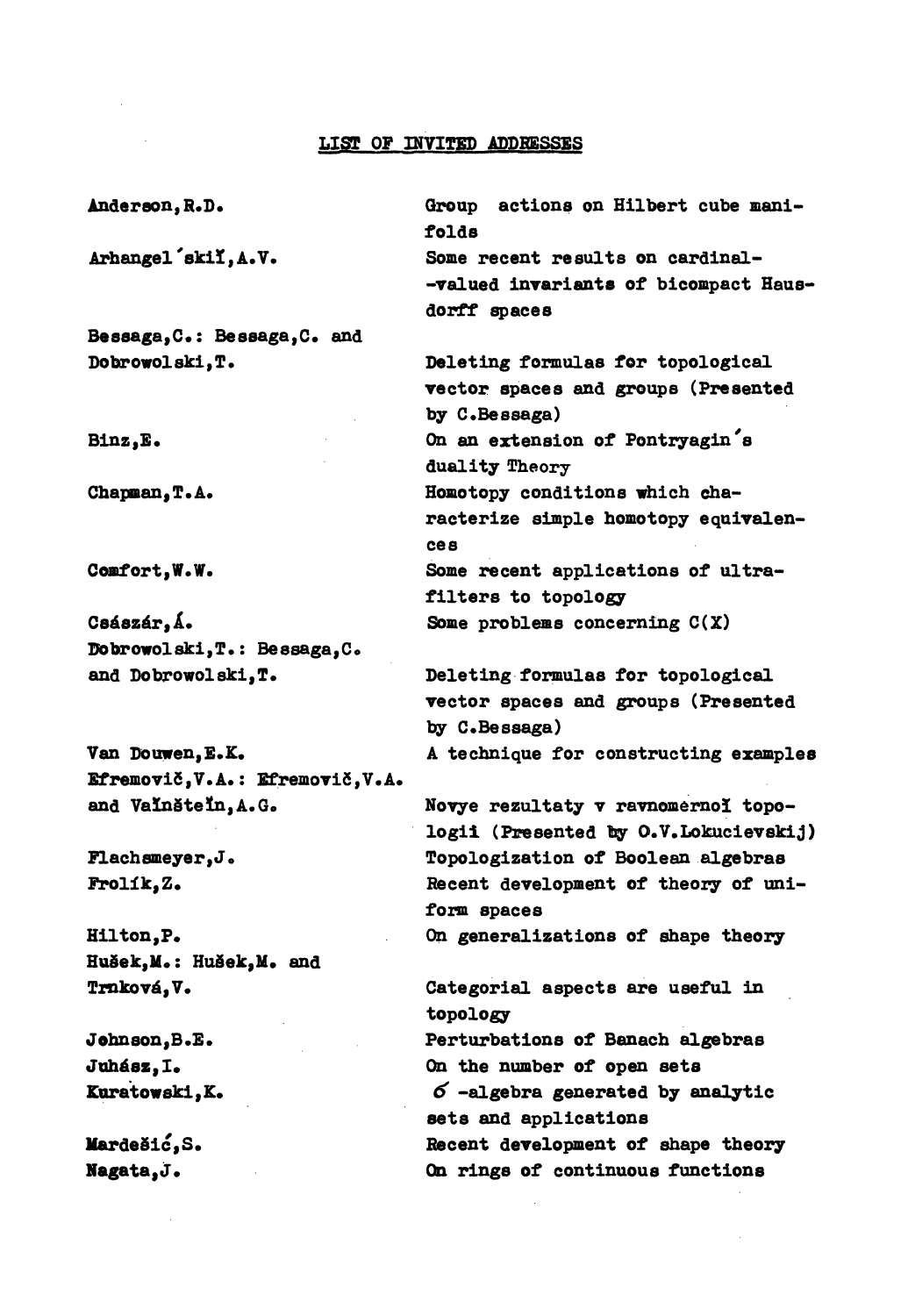## LIST OF INVITED ADDRESSES

| | |
|---|---|
| Anderson, R.D. | Group actions on Hilbert cube manifolds |
| Arhangel'skiĭ, A.V. | Some recent results on cardinal-valued invariants of bicompact Hausdorff spaces |
| Bessaga, C.: Bessaga, C. and Dobrowolski, T. | Deleting formulas for topological vector spaces and groups (Presented by C.Bessaga) |
| Binz, E. | On an extension of Pontryagin's duality Theory |
| Chapman, T.A. | Homotopy conditions which characterize simple homotopy equivalences |
| Comfort, W.W. | Some recent applications of ultrafilters to topology |
| Császár, Á. | Some problems concerning C(X) |
| Dobrowolski, T.: Bessaga, C. and Dobrowolski, T. | Deleting formulas for topological vector spaces and groups (Presented by C.Bessaga) |
| Van Douwen, E.K. | A technique for constructing examples |
| Efremovič, V.A.: Efremovič, V.A. and Vaĭnšteĭn, A.G. | Novye rezultaty v ravnomernoĭ topologii (Presented by O.V.Lokucievskij) |
| Flachsmeyer, J. | Topologization of Boolean algebras |
| Frolík, Z. | Recent development of theory of uniform spaces |
| Hilton, P. | On generalizations of shape theory |
| Hušek, M.: Hušek, M. and Trnková, V. | Categorial aspects are useful in topology |
| Johnson, B.E. | Perturbations of Banach algebras |
| Juhász, I. | On the number of open sets |
| Kuratowski, K. | $\sigma$-algebra generated by analytic sets and applications |
| Mardešić, S. | Recent development of shape theory |
| Nagata, J. | On rings of continuous functions |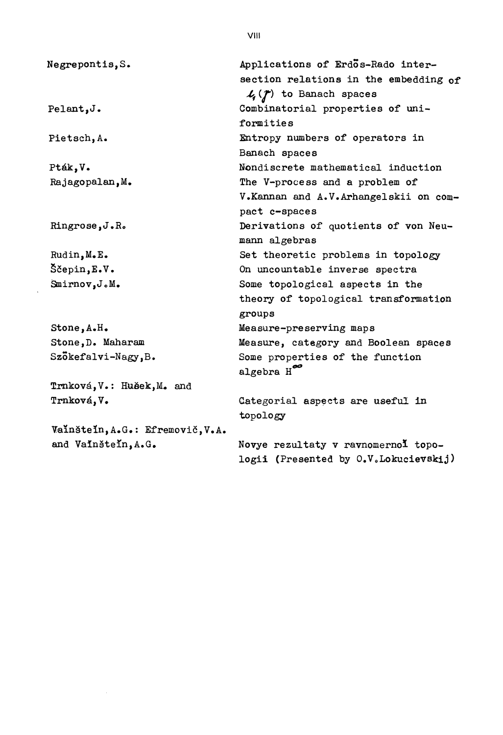| | |
|---|---|
| Negrepontis,S. | Applications of Erdős-Rado intersection relations in the embedding of $l_1(\mathcal{J})$ to Banach spaces |
| Pelant,J. | Combinatorial properties of uniformities |
| Pietsch,A. | Entropy numbers of operators in Banach spaces |
| Pták,V. | Nondiscrete mathematical induction |
| Rajagopalan,M. | The V-process and a problem of V.Kannan and A.V.Arhangelskii on compact c-spaces |
| Ringrose,J.R. | Derivations of quotients of von Neumann algebras |
| Rudin,M.E. | Set theoretic problems in topology |
| Ščepin,E.V. | On uncountable inverse spectra |
| Smirnov,J.M. | Some topological aspects in the theory of topological transformation groups |
| Stone,A.H. | Measure-preserving maps |
| Stone,D. Maharam | Measure, category and Boolean spaces |
| Szőkefalvi-Nagy,B. | Some properties of the function algebra $H^{\infty}$ |
| Trnková,V.: Hušek,M. and Trnková,V. | Categorial aspects are useful in topology |
| Vaĭnšteĭn,A.G.: Efremovič,V.A. and Vaĭnšteĭn,A.G. | Novye rezultaty v ravnomernoĭ topologii (Presented by O.V.Lokucievskij) |